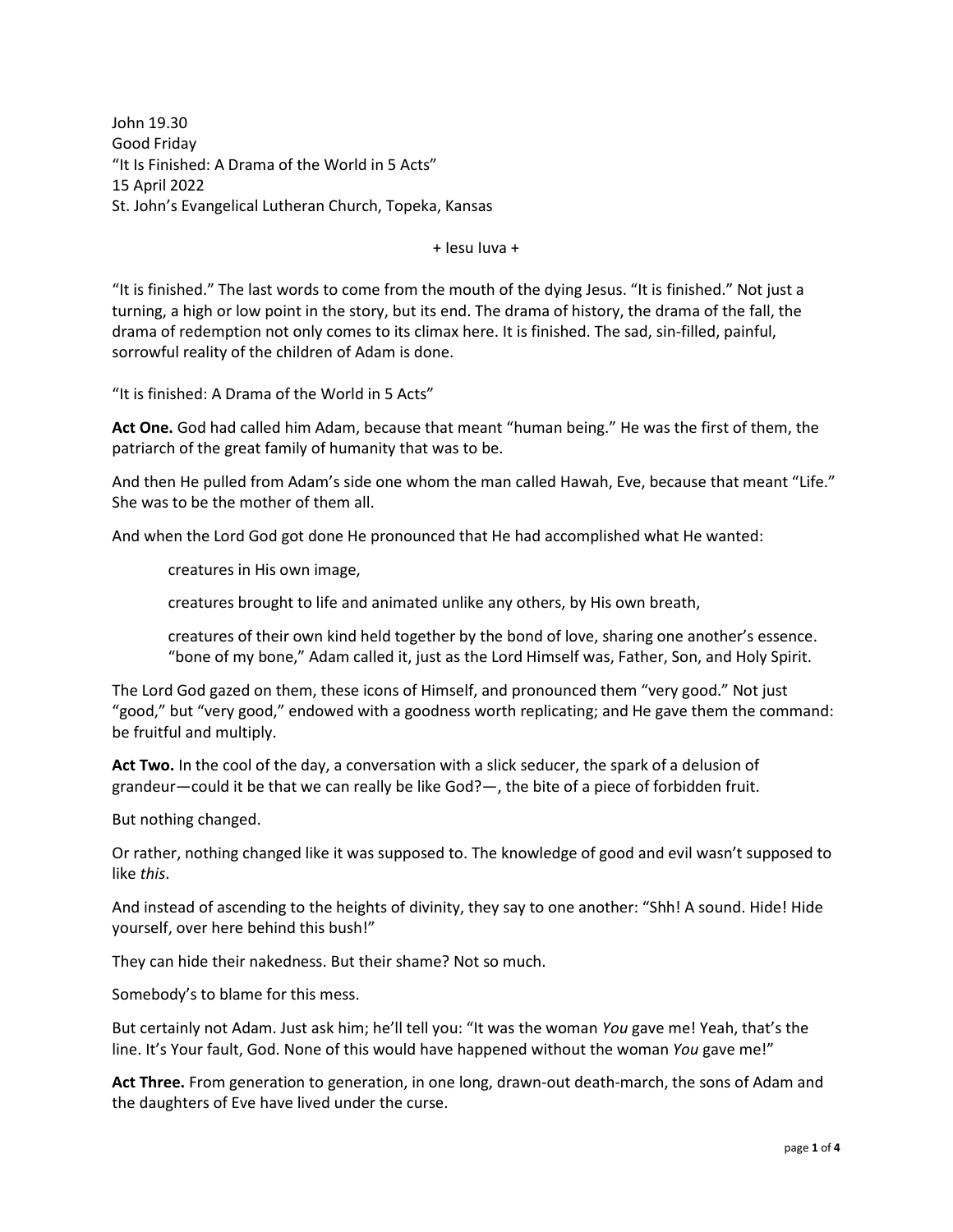John 19.30
Good Friday
"It Is Finished: A Drama of the World in 5 Acts"
15 April 2022
St. John's Evangelical Lutheran Church, Topeka, Kansas

+ Iesu Iuva +

"It is finished." The last words to come from the mouth of the dying Jesus. "It is finished." Not just a turning, a high or low point in the story, but its end. The drama of history, the drama of the fall, the drama of redemption not only comes to its climax here. It is finished. The sad, sin-filled, painful, sorrowful reality of the children of Adam is done.

"It is finished: A Drama of the World in 5 Acts"

**Act One.** God had called him Adam, because that meant "human being." He was the first of them, the patriarch of the great family of humanity that was to be.

And then He pulled from Adam's side one whom the man called Hawah, Eve, because that meant "Life." She was to be the mother of them all.

And when the Lord God got done He pronounced that He had accomplished what He wanted:

> creatures in His own image,
>
> creatures brought to life and animated unlike any others, by His own breath,
>
> creatures of their own kind held together by the bond of love, sharing one another's essence. "bone of my bone," Adam called it, just as the Lord Himself was, Father, Son, and Holy Spirit.

The Lord God gazed on them, these icons of Himself, and pronounced them "very good." Not just "good," but "very good," endowed with a goodness worth replicating; and He gave them the command: be fruitful and multiply.

**Act Two.** In the cool of the day, a conversation with a slick seducer, the spark of a delusion of grandeur—could it be that we can really be like God?—, the bite of a piece of forbidden fruit.

But nothing changed.

Or rather, nothing changed like it was supposed to. The knowledge of good and evil wasn't supposed to like *this*.

And instead of ascending to the heights of divinity, they say to one another: "Shh! A sound. Hide! Hide yourself, over here behind this bush!"

They can hide their nakedness. But their shame? Not so much.

Somebody's to blame for this mess.

But certainly not Adam. Just ask him; he'll tell you: "It was the woman *You* gave me! Yeah, that's the line. It's Your fault, God. None of this would have happened without the woman *You* gave me!"

**Act Three.** From generation to generation, in one long, drawn-out death-march, the sons of Adam and the daughters of Eve have lived under the curse.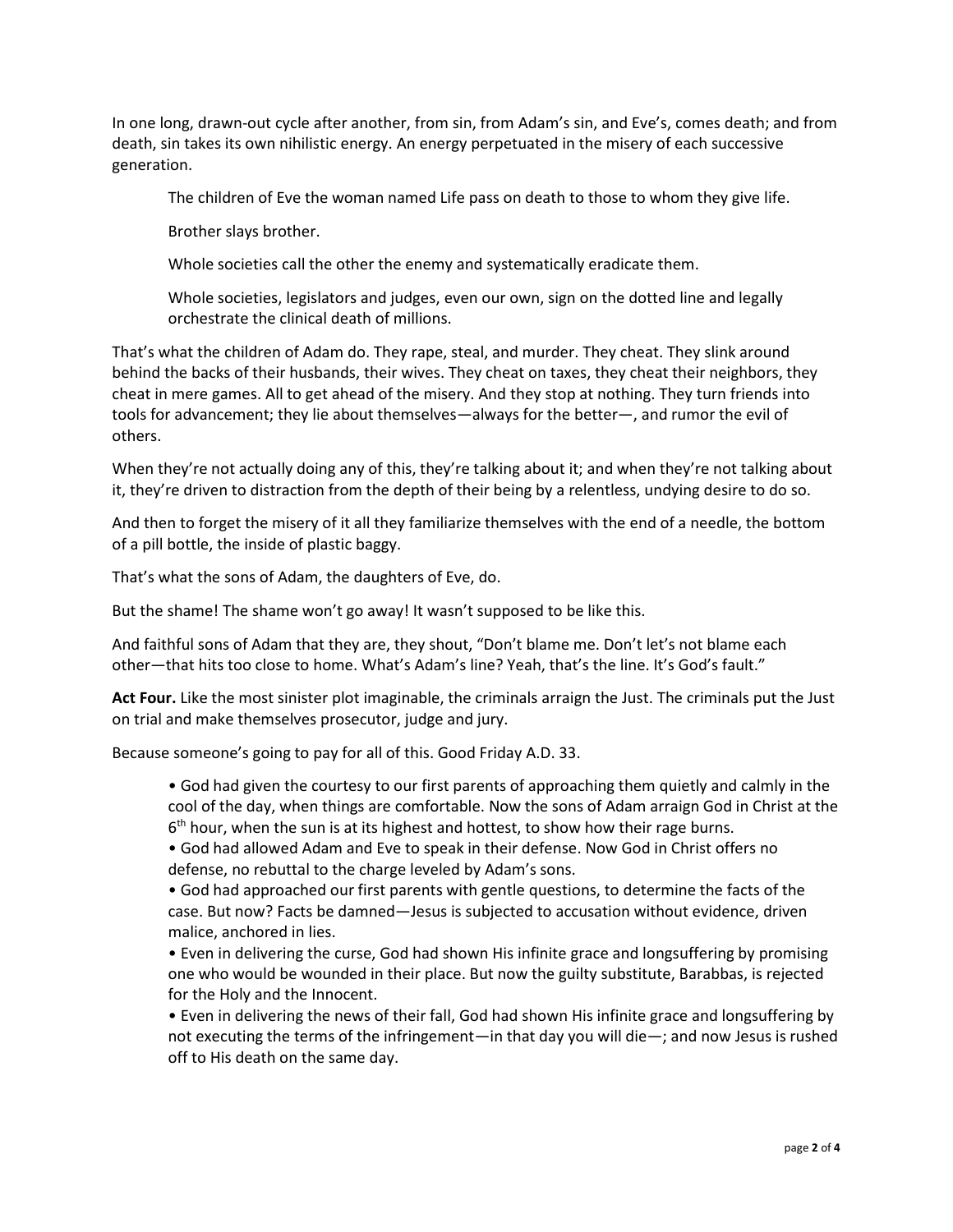In one long, drawn-out cycle after another, from sin, from Adam's sin, and Eve's, comes death; and from death, sin takes its own nihilistic energy. An energy perpetuated in the misery of each successive generation.

> The children of Eve the woman named Life pass on death to those to whom they give life.
>
> Brother slays brother.
>
> Whole societies call the other the enemy and systematically eradicate them.
>
> Whole societies, legislators and judges, even our own, sign on the dotted line and legally orchestrate the clinical death of millions.

That's what the children of Adam do. They rape, steal, and murder. They cheat. They slink around behind the backs of their husbands, their wives. They cheat on taxes, they cheat their neighbors, they cheat in mere games. All to get ahead of the misery. And they stop at nothing. They turn friends into tools for advancement; they lie about themselves—always for the better—, and rumor the evil of others.

When they're not actually doing any of this, they're talking about it; and when they're not talking about it, they're driven to distraction from the depth of their being by a relentless, undying desire to do so.

And then to forget the misery of it all they familiarize themselves with the end of a needle, the bottom of a pill bottle, the inside of plastic baggy.

That's what the sons of Adam, the daughters of Eve, do.

But the shame! The shame won't go away! It wasn't supposed to be like this.

And faithful sons of Adam that they are, they shout, "Don't blame me. Don't let's not blame each other—that hits too close to home. What's Adam's line? Yeah, that's the line. It's God's fault."

**Act Four.** Like the most sinister plot imaginable, the criminals arraign the Just. The criminals put the Just on trial and make themselves prosecutor, judge and jury.

Because someone's going to pay for all of this. Good Friday A.D. 33.

- God had given the courtesy to our first parents of approaching them quietly and calmly in the cool of the day, when things are comfortable. Now the sons of Adam arraign God in Christ at the 6th hour, when the sun is at its highest and hottest, to show how their rage burns.
- God had allowed Adam and Eve to speak in their defense. Now God in Christ offers no defense, no rebuttal to the charge leveled by Adam's sons.
- God had approached our first parents with gentle questions, to determine the facts of the case. But now? Facts be damned—Jesus is subjected to accusation without evidence, driven malice, anchored in lies.
- Even in delivering the curse, God had shown His infinite grace and longsuffering by promising one who would be wounded in their place. But now the guilty substitute, Barabbas, is rejected for the Holy and the Innocent.
- Even in delivering the news of their fall, God had shown His infinite grace and longsuffering by not executing the terms of the infringement—in that day you will die—; and now Jesus is rushed off to His death on the same day.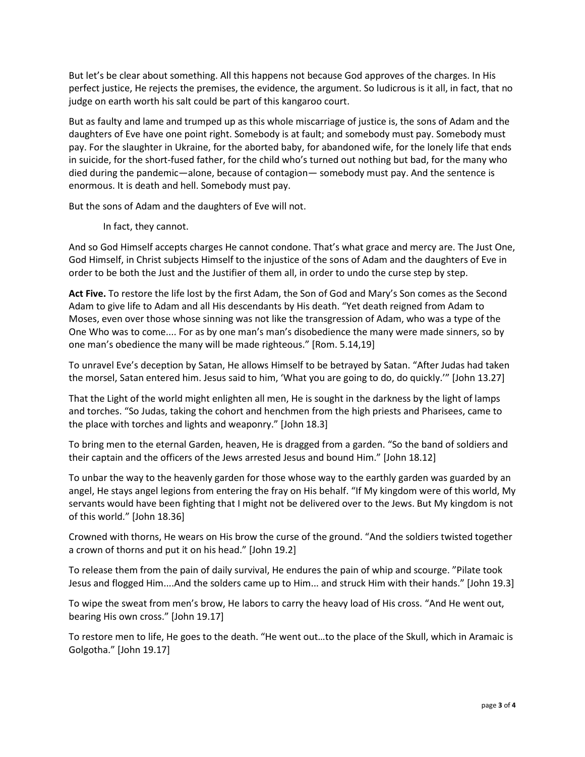But let's be clear about something. All this happens not because God approves of the charges. In His perfect justice, He rejects the premises, the evidence, the argument. So ludicrous is it all, in fact, that no judge on earth worth his salt could be part of this kangaroo court.

But as faulty and lame and trumped up as this whole miscarriage of justice is, the sons of Adam and the daughters of Eve have one point right. Somebody is at fault; and somebody must pay. Somebody must pay. For the slaughter in Ukraine, for the aborted baby, for abandoned wife, for the lonely life that ends in suicide, for the short-fused father, for the child who's turned out nothing but bad, for the many who died during the pandemic—alone, because of contagion— somebody must pay. And the sentence is enormous. It is death and hell. Somebody must pay.

But the sons of Adam and the daughters of Eve will not.

In fact, they cannot.

And so God Himself accepts charges He cannot condone. That's what grace and mercy are. The Just One, God Himself, in Christ subjects Himself to the injustice of the sons of Adam and the daughters of Eve in order to be both the Just and the Justifier of them all, in order to undo the curse step by step.

**Act Five.** To restore the life lost by the first Adam, the Son of God and Mary's Son comes as the Second Adam to give life to Adam and all His descendants by His death. "Yet death reigned from Adam to Moses, even over those whose sinning was not like the transgression of Adam, who was a type of the One Who was to come.... For as by one man's man's disobedience the many were made sinners, so by one man's obedience the many will be made righteous." [Rom. 5.14,19]

To unravel Eve's deception by Satan, He allows Himself to be betrayed by Satan. "After Judas had taken the morsel, Satan entered him. Jesus said to him, 'What you are going to do, do quickly.'" [John 13.27]

That the Light of the world might enlighten all men, He is sought in the darkness by the light of lamps and torches. "So Judas, taking the cohort and henchmen from the high priests and Pharisees, came to the place with torches and lights and weaponry." [John 18.3]

To bring men to the eternal Garden, heaven, He is dragged from a garden. "So the band of soldiers and their captain and the officers of the Jews arrested Jesus and bound Him." [John 18.12]

To unbar the way to the heavenly garden for those whose way to the earthly garden was guarded by an angel, He stays angel legions from entering the fray on His behalf. "If My kingdom were of this world, My servants would have been fighting that I might not be delivered over to the Jews. But My kingdom is not of this world." [John 18.36]

Crowned with thorns, He wears on His brow the curse of the ground. "And the soldiers twisted together a crown of thorns and put it on his head." [John 19.2]

To release them from the pain of daily survival, He endures the pain of whip and scourge. "Pilate took Jesus and flogged Him....And the solders came up to Him... and struck Him with their hands." [John 19.3]

To wipe the sweat from men's brow, He labors to carry the heavy load of His cross. "And He went out, bearing His own cross." [John 19.17]

To restore men to life, He goes to the death. "He went out…to the place of the Skull, which in Aramaic is Golgotha." [John 19.17]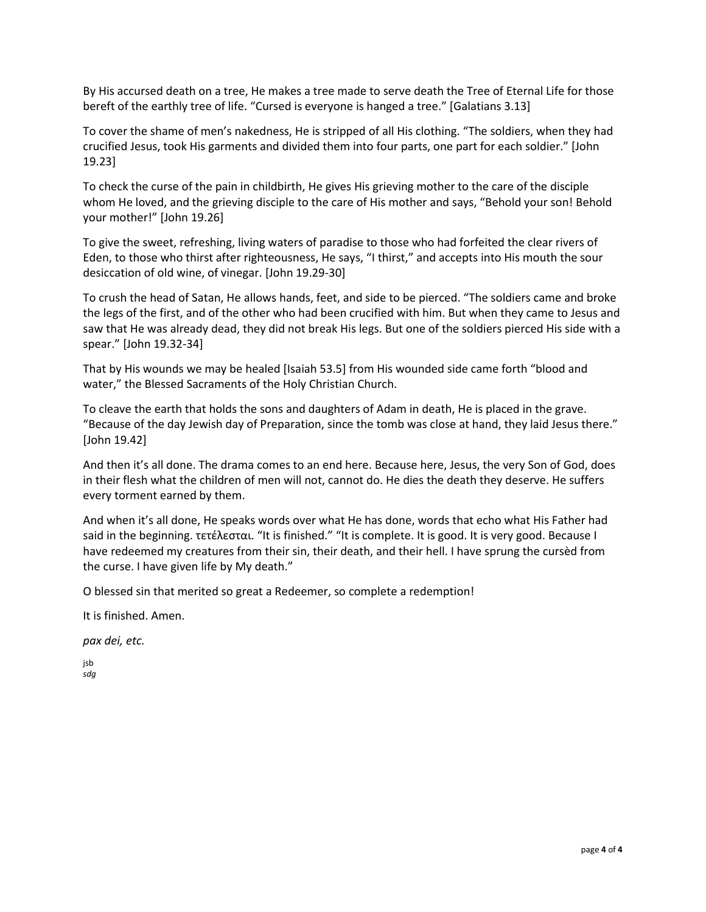By His accursed death on a tree, He makes a tree made to serve death the Tree of Eternal Life for those bereft of the earthly tree of life. "Cursed is everyone is hanged a tree." [Galatians 3.13]

To cover the shame of men's nakedness, He is stripped of all His clothing. "The soldiers, when they had crucified Jesus, took His garments and divided them into four parts, one part for each soldier." [John 19.23]

To check the curse of the pain in childbirth, He gives His grieving mother to the care of the disciple whom He loved, and the grieving disciple to the care of His mother and says, "Behold your son! Behold your mother!" [John 19.26]

To give the sweet, refreshing, living waters of paradise to those who had forfeited the clear rivers of Eden, to those who thirst after righteousness, He says, "I thirst," and accepts into His mouth the sour desiccation of old wine, of vinegar. [John 19.29-30]

To crush the head of Satan, He allows hands, feet, and side to be pierced. "The soldiers came and broke the legs of the first, and of the other who had been crucified with him. But when they came to Jesus and saw that He was already dead, they did not break His legs. But one of the soldiers pierced His side with a spear." [John 19.32-34]

That by His wounds we may be healed [Isaiah 53.5] from His wounded side came forth "blood and water," the Blessed Sacraments of the Holy Christian Church.

To cleave the earth that holds the sons and daughters of Adam in death, He is placed in the grave. "Because of the day Jewish day of Preparation, since the tomb was close at hand, they laid Jesus there." [John 19.42]

And then it's all done. The drama comes to an end here. Because here, Jesus, the very Son of God, does in their flesh what the children of men will not, cannot do. He dies the death they deserve. He suffers every torment earned by them.

And when it's all done, He speaks words over what He has done, words that echo what His Father had said in the beginning. τετέλεσται. "It is finished." "It is complete. It is good. It is very good. Because I have redeemed my creatures from their sin, their death, and their hell. I have sprung the cursèd from the curse. I have given life by My death."

O blessed sin that merited so great a Redeemer, so complete a redemption!

It is finished. Amen.

*pax dei, etc.*

jsb
*sdg*